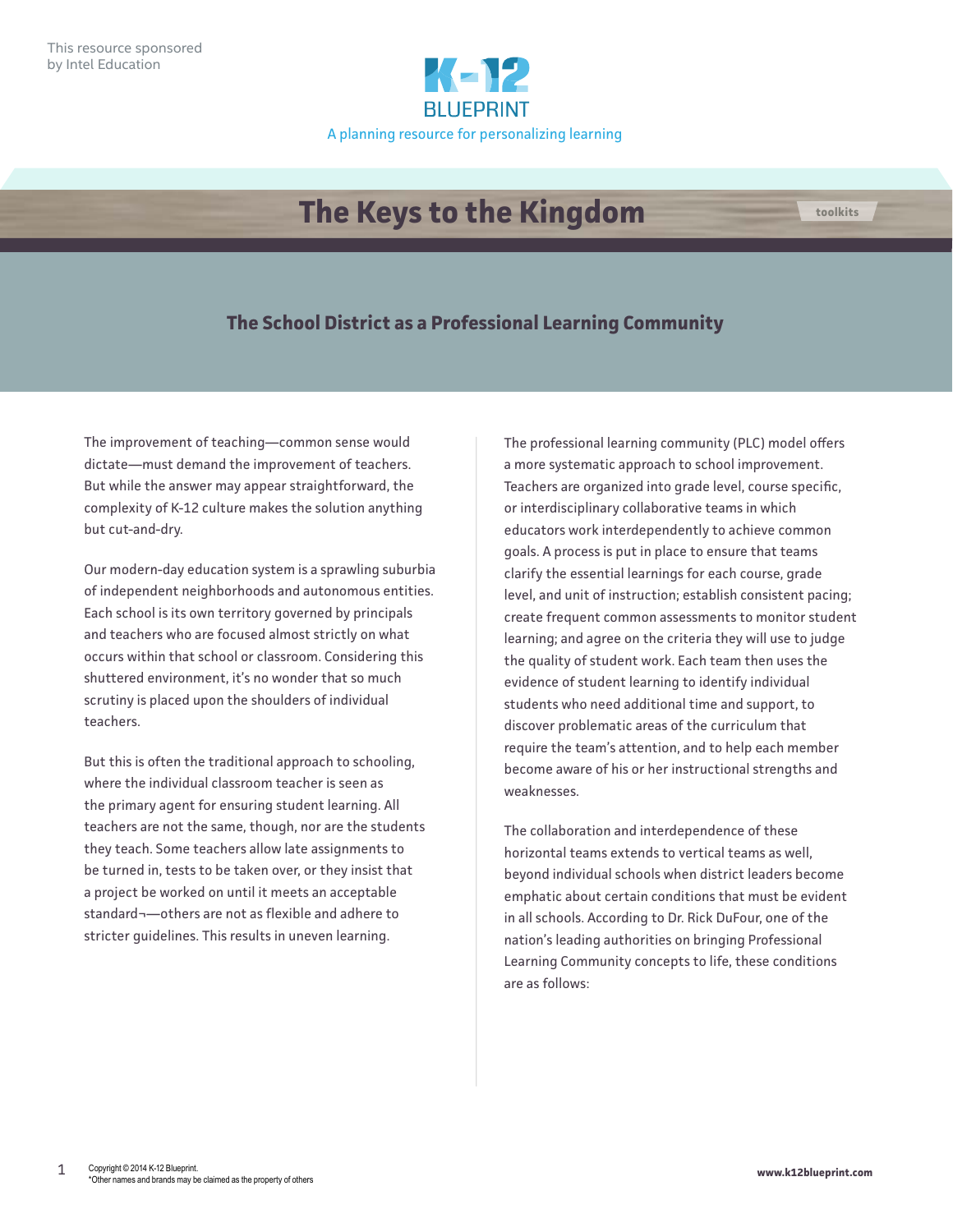This resource sponsored by Intel Education

K-12 BLUEPRINT

A planning resource for personalizing learning

# The Keys to the Kingdom

toolkits

## The School District as a Professional Learning Community

The improvement of teaching—common sense would dictate—must demand the improvement of teachers. But while the answer may appear straightforward, the complexity of K-12 culture makes the solution anything but cut-and-dry.

Our modern-day education system is a sprawling suburbia of independent neighborhoods and autonomous entities. Each school is its own territory governed by principals and teachers who are focused almost strictly on what occurs within that school or classroom. Considering this shuttered environment, it's no wonder that so much scrutiny is placed upon the shoulders of individual teachers.

But this is often the traditional approach to schooling, where the individual classroom teacher is seen as the primary agent for ensuring student learning. All teachers are not the same, though, nor are the students they teach. Some teachers allow late assignments to be turned in, tests to be taken over, or they insist that a project be worked on until it meets an acceptable standard¬—others are not as flexible and adhere to stricter guidelines. This results in uneven learning.

The professional learning community (PLC) model offers a more systematic approach to school improvement. Teachers are organized into grade level, course specific, or interdisciplinary collaborative teams in which educators work interdependently to achieve common goals. A process is put in place to ensure that teams clarify the essential learnings for each course, grade level, and unit of instruction; establish consistent pacing; create frequent common assessments to monitor student learning; and agree on the criteria they will use to judge the quality of student work. Each team then uses the evidence of student learning to identify individual students who need additional time and support, to discover problematic areas of the curriculum that require the team's attention, and to help each member become aware of his or her instructional strengths and weaknesses.

The collaboration and interdependence of these horizontal teams extends to vertical teams as well, beyond individual schools when district leaders become emphatic about certain conditions that must be evident in all schools. According to Dr. Rick DuFour, one of the nation's leading authorities on bringing Professional Learning Community concepts to life, these conditions are as follows:

Copyright © 2014 K-12 Blueprint.
*Other names and brands may be claimed as the property of others

www.k12blueprint.com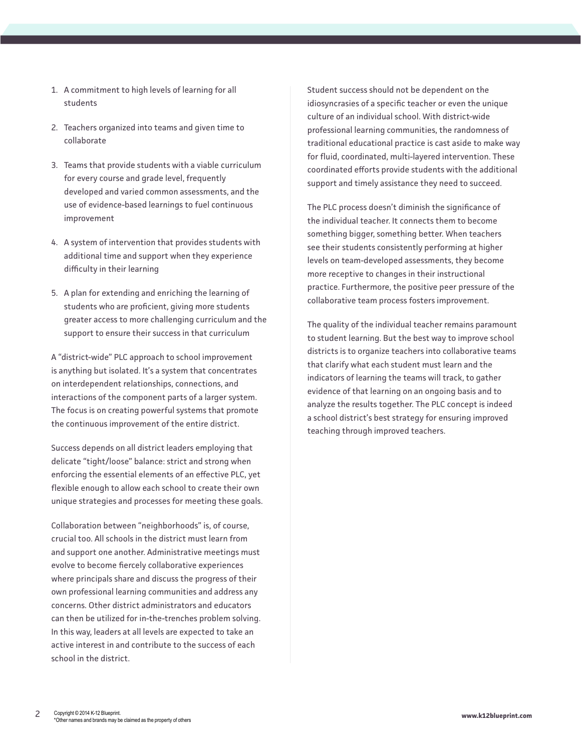1. A commitment to high levels of learning for all students
2. Teachers organized into teams and given time to collaborate
3. Teams that provide students with a viable curriculum for every course and grade level, frequently developed and varied common assessments, and the use of evidence-based learnings to fuel continuous improvement
4. A system of intervention that provides students with additional time and support when they experience difficulty in their learning
5. A plan for extending and enriching the learning of students who are proficient, giving more students greater access to more challenging curriculum and the support to ensure their success in that curriculum

A "district-wide" PLC approach to school improvement is anything but isolated. It's a system that concentrates on interdependent relationships, connections, and interactions of the component parts of a larger system. The focus is on creating powerful systems that promote the continuous improvement of the entire district.

Success depends on all district leaders employing that delicate "tight/loose" balance: strict and strong when enforcing the essential elements of an effective PLC, yet flexible enough to allow each school to create their own unique strategies and processes for meeting these goals.

Collaboration between "neighborhoods" is, of course, crucial too. All schools in the district must learn from and support one another. Administrative meetings must evolve to become fiercely collaborative experiences where principals share and discuss the progress of their own professional learning communities and address any concerns. Other district administrators and educators can then be utilized for in-the-trenches problem solving. In this way, leaders at all levels are expected to take an active interest in and contribute to the success of each school in the district.

Student success should not be dependent on the idiosyncrasies of a specific teacher or even the unique culture of an individual school. With district-wide professional learning communities, the randomness of traditional educational practice is cast aside to make way for fluid, coordinated, multi-layered intervention. These coordinated efforts provide students with the additional support and timely assistance they need to succeed.

The PLC process doesn't diminish the significance of the individual teacher. It connects them to become something bigger, something better. When teachers see their students consistently performing at higher levels on team-developed assessments, they become more receptive to changes in their instructional practice. Furthermore, the positive peer pressure of the collaborative team process fosters improvement.

The quality of the individual teacher remains paramount to student learning. But the best way to improve school districts is to organize teachers into collaborative teams that clarify what each student must learn and the indicators of learning the teams will track, to gather evidence of that learning on an ongoing basis and to analyze the results together. The PLC concept is indeed a school district's best strategy for ensuring improved teaching through improved teachers.

Copyright © 2014 K-12 Blueprint.
*Other names and brands may be claimed as the property of others

www.k12blueprint.com